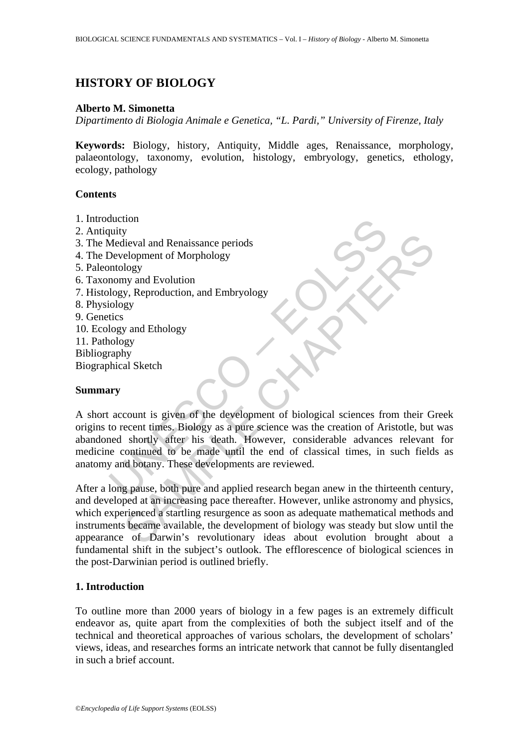# HISTORY OF BIOLOGY

**Alberto M. Simonetta**

*Dipartimento di Biologia Animale e Genetica, "L. Pardi," University of Firenze, Italy*

**Keywords:** Biology, history, Antiquity, Middle ages, Renaissance, morphology, palaeontology, taxonomy, evolution, histology, embryology, genetics, ethology, ecology, pathology

## Contents

1. Introduction
2. Antiquity
3. The Medieval and Renaissance periods
4. The Development of Morphology
5. Paleontology
6. Taxonomy and Evolution
7. Histology, Reproduction, and Embryology
8. Physiology
9. Genetics
10. Ecology and Ethology
11. Pathology

Bibliography
Biographical Sketch

## Summary

A short account is given of the development of biological sciences from their Greek origins to recent times. Biology as a pure science was the creation of Aristotle, but was abandoned shortly after his death. However, considerable advances relevant for medicine continued to be made until the end of classical times, in such fields as anatomy and botany. These developments are reviewed.

After a long pause, both pure and applied research began anew in the thirteenth century, and developed at an increasing pace thereafter. However, unlike astronomy and physics, which experienced a startling resurgence as soon as adequate mathematical methods and instruments became available, the development of biology was steady but slow until the appearance of Darwin's revolutionary ideas about evolution brought about a fundamental shift in the subject's outlook. The efflorescence of biological sciences in the post-Darwinian period is outlined briefly.

## 1. Introduction

To outline more than 2000 years of biology in a few pages is an extremely difficult endeavor as, quite apart from the complexities of both the subject itself and of the technical and theoretical approaches of various scholars, the development of scholars' views, ideas, and researches forms an intricate network that cannot be fully disentangled in such a brief account.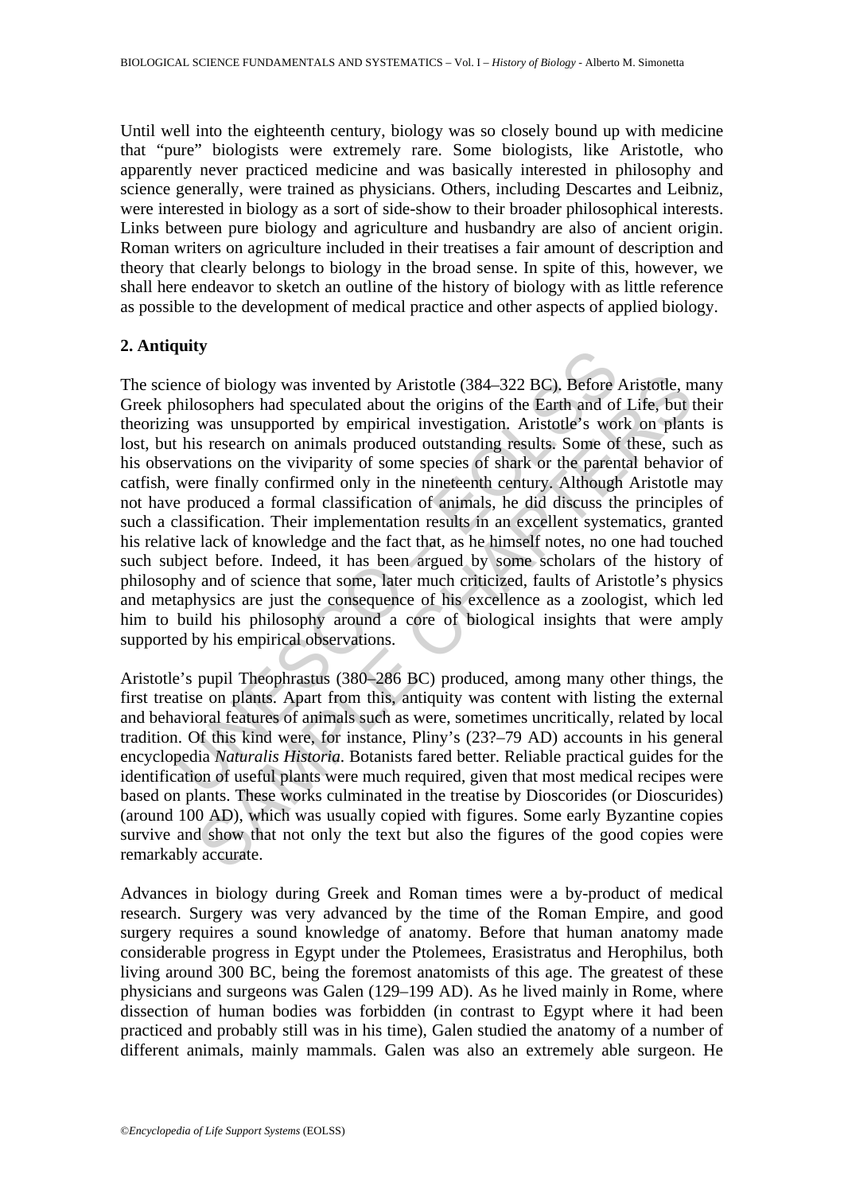Until well into the eighteenth century, biology was so closely bound up with medicine that "pure" biologists were extremely rare. Some biologists, like Aristotle, who apparently never practiced medicine and was basically interested in philosophy and science generally, were trained as physicians. Others, including Descartes and Leibniz, were interested in biology as a sort of side-show to their broader philosophical interests. Links between pure biology and agriculture and husbandry are also of ancient origin. Roman writers on agriculture included in their treatises a fair amount of description and theory that clearly belongs to biology in the broad sense. In spite of this, however, we shall here endeavor to sketch an outline of the history of biology with as little reference as possible to the development of medical practice and other aspects of applied biology.

## 2. Antiquity

The science of biology was invented by Aristotle (384–322 BC). Before Aristotle, many Greek philosophers had speculated about the origins of the Earth and of Life, but their theorizing was unsupported by empirical investigation. Aristotle's work on plants is lost, but his research on animals produced outstanding results. Some of these, such as his observations on the viviparity of some species of shark or the parental behavior of catfish, were finally confirmed only in the nineteenth century. Although Aristotle may not have produced a formal classification of animals, he did discuss the principles of such a classification. Their implementation results in an excellent systematics, granted his relative lack of knowledge and the fact that, as he himself notes, no one had touched such subject before. Indeed, it has been argued by some scholars of the history of philosophy and of science that some, later much criticized, faults of Aristotle's physics and metaphysics are just the consequence of his excellence as a zoologist, which led him to build his philosophy around a core of biological insights that were amply supported by his empirical observations.

Aristotle's pupil Theophrastus (380–286 BC) produced, among many other things, the first treatise on plants. Apart from this, antiquity was content with listing the external and behavioral features of animals such as were, sometimes uncritically, related by local tradition. Of this kind were, for instance, Pliny's (23?–79 AD) accounts in his general encyclopedia *Naturalis Historia*. Botanists fared better. Reliable practical guides for the identification of useful plants were much required, given that most medical recipes were based on plants. These works culminated in the treatise by Dioscorides (or Dioscurides) (around 100 AD), which was usually copied with figures. Some early Byzantine copies survive and show that not only the text but also the figures of the good copies were remarkably accurate.

Advances in biology during Greek and Roman times were a by-product of medical research. Surgery was very advanced by the time of the Roman Empire, and good surgery requires a sound knowledge of anatomy. Before that human anatomy made considerable progress in Egypt under the Ptolemees, Erasistratus and Herophilus, both living around 300 BC, being the foremost anatomists of this age. The greatest of these physicians and surgeons was Galen (129–199 AD). As he lived mainly in Rome, where dissection of human bodies was forbidden (in contrast to Egypt where it had been practiced and probably still was in his time), Galen studied the anatomy of a number of different animals, mainly mammals. Galen was also an extremely able surgeon. He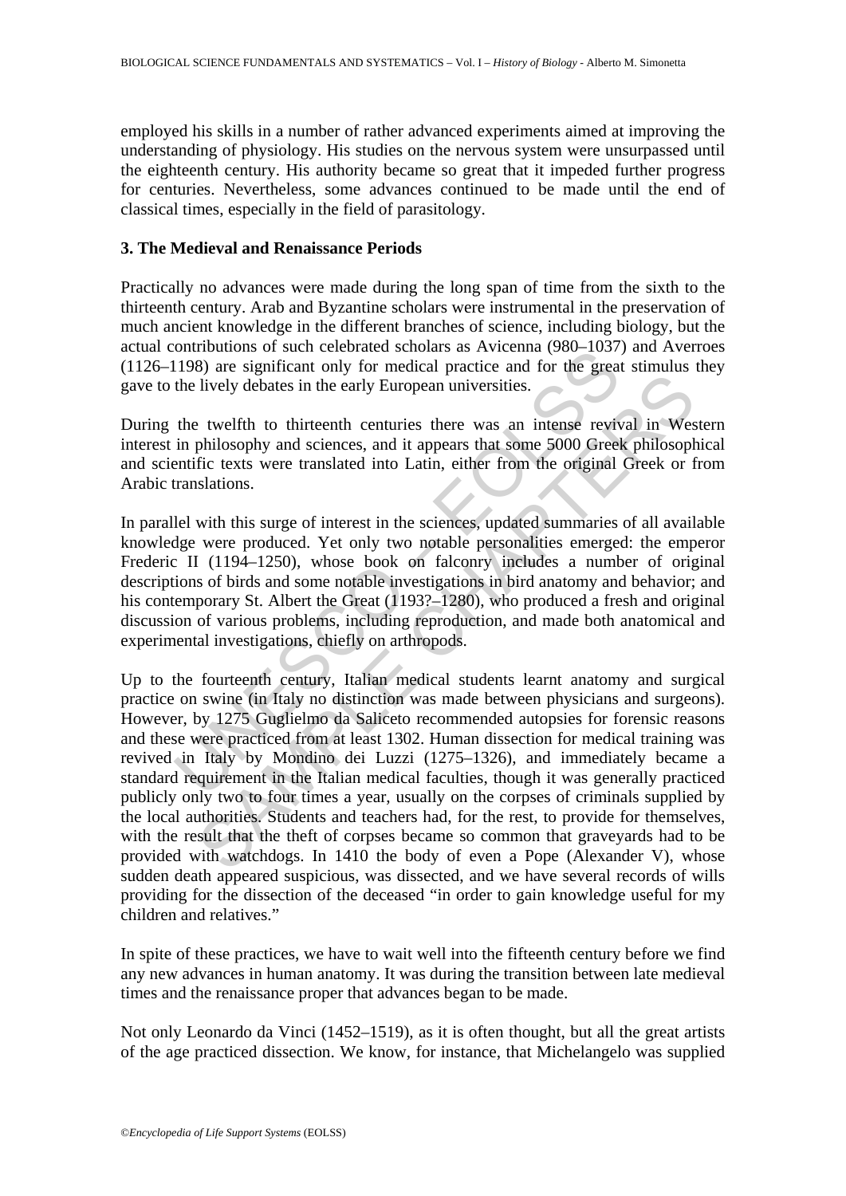employed his skills in a number of rather advanced experiments aimed at improving the understanding of physiology. His studies on the nervous system were unsurpassed until the eighteenth century. His authority became so great that it impeded further progress for centuries. Nevertheless, some advances continued to be made until the end of classical times, especially in the field of parasitology.

## 3. The Medieval and Renaissance Periods

Practically no advances were made during the long span of time from the sixth to the thirteenth century. Arab and Byzantine scholars were instrumental in the preservation of much ancient knowledge in the different branches of science, including biology, but the actual contributions of such celebrated scholars as Avicenna (980–1037) and Averroes (1126–1198) are significant only for medical practice and for the great stimulus they gave to the lively debates in the early European universities.

During the twelfth to thirteenth centuries there was an intense revival in Western interest in philosophy and sciences, and it appears that some 5000 Greek philosophical and scientific texts were translated into Latin, either from the original Greek or from Arabic translations.

In parallel with this surge of interest in the sciences, updated summaries of all available knowledge were produced. Yet only two notable personalities emerged: the emperor Frederic II (1194–1250), whose book on falconry includes a number of original descriptions of birds and some notable investigations in bird anatomy and behavior; and his contemporary St. Albert the Great (1193?–1280), who produced a fresh and original discussion of various problems, including reproduction, and made both anatomical and experimental investigations, chiefly on arthropods.

Up to the fourteenth century, Italian medical students learnt anatomy and surgical practice on swine (in Italy no distinction was made between physicians and surgeons). However, by 1275 Guglielmo da Saliceto recommended autopsies for forensic reasons and these were practiced from at least 1302. Human dissection for medical training was revived in Italy by Mondino dei Luzzi (1275–1326), and immediately became a standard requirement in the Italian medical faculties, though it was generally practiced publicly only two to four times a year, usually on the corpses of criminals supplied by the local authorities. Students and teachers had, for the rest, to provide for themselves, with the result that the theft of corpses became so common that graveyards had to be provided with watchdogs. In 1410 the body of even a Pope (Alexander V), whose sudden death appeared suspicious, was dissected, and we have several records of wills providing for the dissection of the deceased "in order to gain knowledge useful for my children and relatives."

In spite of these practices, we have to wait well into the fifteenth century before we find any new advances in human anatomy. It was during the transition between late medieval times and the renaissance proper that advances began to be made.

Not only Leonardo da Vinci (1452–1519), as it is often thought, but all the great artists of the age practiced dissection. We know, for instance, that Michelangelo was supplied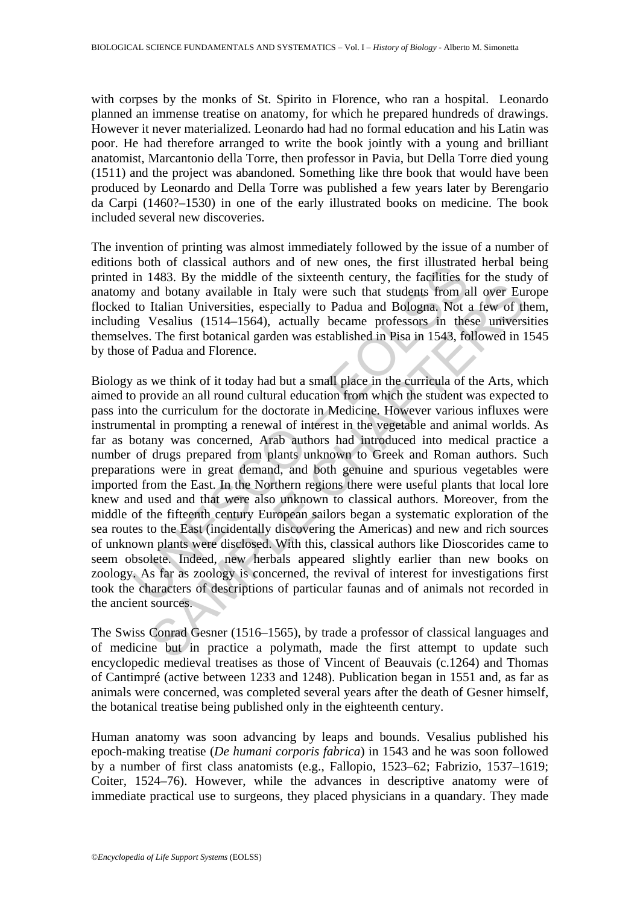with corpses by the monks of St. Spirito in Florence, who ran a hospital. Leonardo planned an immense treatise on anatomy, for which he prepared hundreds of drawings. However it never materialized. Leonardo had had no formal education and his Latin was poor. He had therefore arranged to write the book jointly with a young and brilliant anatomist, Marcantonio della Torre, then professor in Pavia, but Della Torre died young (1511) and the project was abandoned. Something like thre book that would have been produced by Leonardo and Della Torre was published a few years later by Berengario da Carpi (1460?–1530) in one of the early illustrated books on medicine. The book included several new discoveries.

The invention of printing was almost immediately followed by the issue of a number of editions both of classical authors and of new ones, the first illustrated herbal being printed in 1483. By the middle of the sixteenth century, the facilities for the study of anatomy and botany available in Italy were such that students from all over Europe flocked to Italian Universities, especially to Padua and Bologna. Not a few of them, including Vesalius (1514–1564), actually became professors in these universities themselves. The first botanical garden was established in Pisa in 1543, followed in 1545 by those of Padua and Florence.

Biology as we think of it today had but a small place in the curricula of the Arts, which aimed to provide an all round cultural education from which the student was expected to pass into the curriculum for the doctorate in Medicine. However various influxes were instrumental in prompting a renewal of interest in the vegetable and animal worlds. As far as botany was concerned, Arab authors had introduced into medical practice a number of drugs prepared from plants unknown to Greek and Roman authors. Such preparations were in great demand, and both genuine and spurious vegetables were imported from the East. In the Northern regions there were useful plants that local lore knew and used and that were also unknown to classical authors. Moreover, from the middle of the fifteenth century European sailors began a systematic exploration of the sea routes to the East (incidentally discovering the Americas) and new and rich sources of unknown plants were disclosed. With this, classical authors like Dioscorides came to seem obsolete. Indeed, new herbals appeared slightly earlier than new books on zoology. As far as zoology is concerned, the revival of interest for investigations first took the characters of descriptions of particular faunas and of animals not recorded in the ancient sources.

The Swiss Conrad Gesner (1516–1565), by trade a professor of classical languages and of medicine but in practice a polymath, made the first attempt to update such encyclopedic medieval treatises as those of Vincent of Beauvais (c.1264) and Thomas of Cantimpré (active between 1233 and 1248). Publication began in 1551 and, as far as animals were concerned, was completed several years after the death of Gesner himself, the botanical treatise being published only in the eighteenth century.

Human anatomy was soon advancing by leaps and bounds. Vesalius published his epoch-making treatise (*De humani corporis fabrica*) in 1543 and he was soon followed by a number of first class anatomists (e.g., Fallopio, 1523–62; Fabrizio, 1537–1619; Coiter, 1524–76). However, while the advances in descriptive anatomy were of immediate practical use to surgeons, they placed physicians in a quandary. They made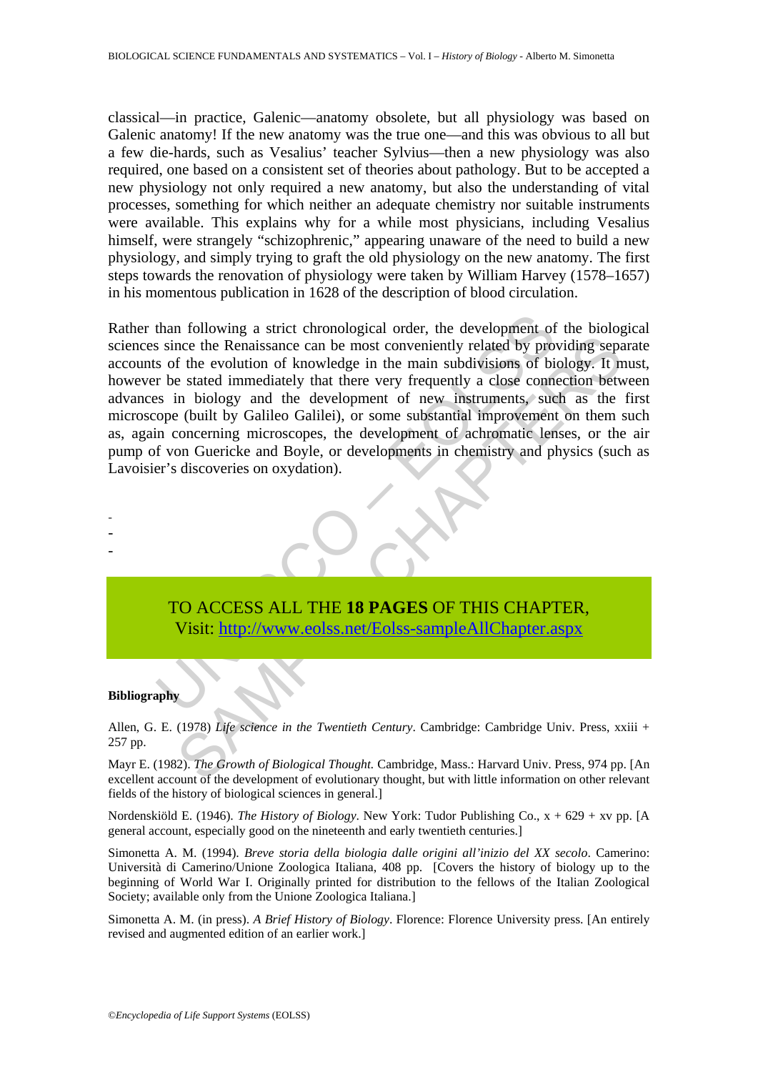classical—in practice, Galenic—anatomy obsolete, but all physiology was based on Galenic anatomy! If the new anatomy was the true one—and this was obvious to all but a few die-hards, such as Vesalius' teacher Sylvius—then a new physiology was also required, one based on a consistent set of theories about pathology. But to be accepted a new physiology not only required a new anatomy, but also the understanding of vital processes, something for which neither an adequate chemistry nor suitable instruments were available. This explains why for a while most physicians, including Vesalius himself, were strangely "schizophrenic," appearing unaware of the need to build a new physiology, and simply trying to graft the old physiology on the new anatomy. The first steps towards the renovation of physiology were taken by William Harvey (1578–1657) in his momentous publication in 1628 of the description of blood circulation.

Rather than following a strict chronological order, the development of the biological sciences since the Renaissance can be most conveniently related by providing separate accounts of the evolution of knowledge in the main subdivisions of biology. It must, however be stated immediately that there very frequently a close connection between advances in biology and the development of new instruments, such as the first microscope (built by Galileo Galilei), or some substantial improvement on them such as, again concerning microscopes, the development of achromatic lenses, or the air pump of von Guericke and Boyle, or developments in chemistry and physics (such as Lavoisier's discoveries on oxydation).

-
-
-

TO ACCESS ALL THE **18 PAGES** OF THIS CHAPTER,
Visit: http://www.eolss.net/Eolss-sampleAllChapter.aspx

**Bibliography**

Allen, G. E. (1978) *Life science in the Twentieth Century*. Cambridge: Cambridge Univ. Press, xxiii + 257 pp.

Mayr E. (1982). *The Growth of Biological Thought.* Cambridge, Mass.: Harvard Univ. Press, 974 pp. [An excellent account of the development of evolutionary thought, but with little information on other relevant fields of the history of biological sciences in general.]

Nordenskiöld E. (1946). *The History of Biology*. New York: Tudor Publishing Co., x + 629 + xv pp. [A general account, especially good on the nineteenth and early twentieth centuries.]

Simonetta A. M. (1994). *Breve storia della biologia dalle origini all'inizio del XX secolo*. Camerino: Università di Camerino/Unione Zoologica Italiana, 408 pp. [Covers the history of biology up to the beginning of World War I. Originally printed for distribution to the fellows of the Italian Zoological Society; available only from the Unione Zoologica Italiana.]

Simonetta A. M. (in press). *A Brief History of Biology*. Florence: Florence University press. [An entirely revised and augmented edition of an earlier work.]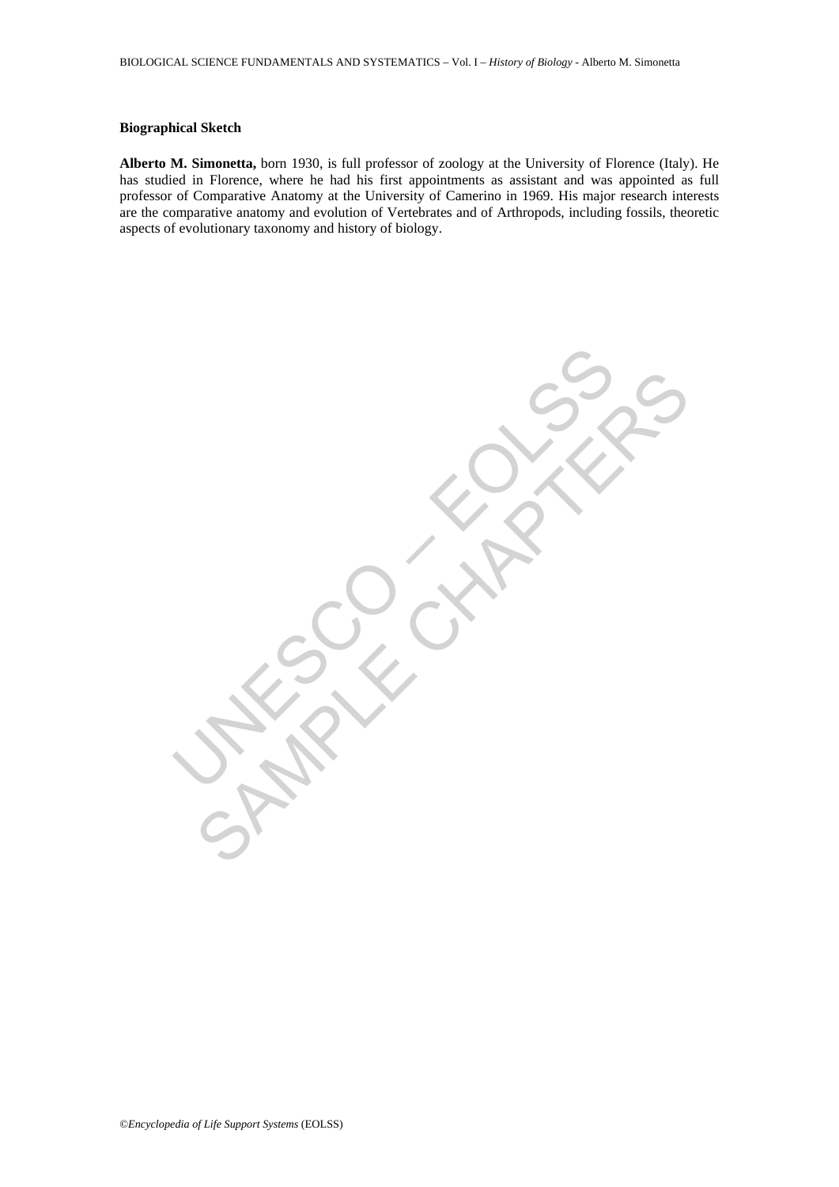### Biographical Sketch

**Alberto M. Simonetta,** born 1930, is full professor of zoology at the University of Florence (Italy). He has studied in Florence, where he had his first appointments as assistant and was appointed as full professor of Comparative Anatomy at the University of Camerino in 1969. His major research interests are the comparative anatomy and evolution of Vertebrates and of Arthropods, including fossils, theoretic aspects of evolutionary taxonomy and history of biology.